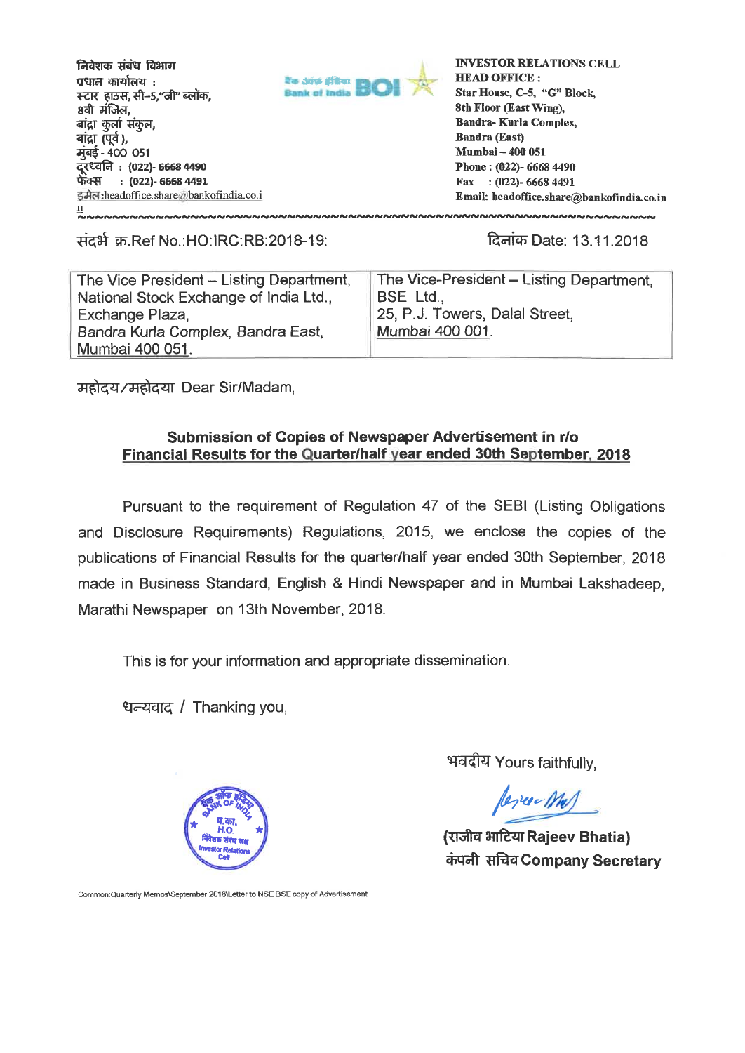निवेशक संबंध विभाग
प्रधान कार्यालय :
स्टार हाउस, सी–5,"जी" ब्लॉक,
8वी मंजिल,
बांद्रा कुर्ला संकुल,
बांद्रा (पूर्व),
मुंबई - 400 051
दूरध्वनि : (022)- 6668 4490
फैक्स : (022)- 6668 4491
इमेल:headoffice.share@bankofindia.co.in

बैंक ऑफ इंडिया Bank of India BOI

INVESTOR RELATIONS CELL
HEAD OFFICE :
Star House, C-5, "G" Block,
8th Floor (East Wing),
Bandra- Kurla Complex,
Bandra (East)
Mumbai – 400 051
Phone : (022)- 6668 4490
Fax : (022)- 6668 4491
Email: headoffice.share@bankofindia.co.in

संदर्भ क्र.Ref No.:HO:IRC:RB:2018-19:

दिनांक Date: 13.11.2018

| The Vice President – Listing Department,<br>National Stock Exchange of India Ltd.,<br>Exchange Plaza,<br>Bandra Kurla Complex, Bandra East,<br>Mumbai 400 051. | The Vice-President – Listing Department,<br>BSE Ltd.,<br>25, P.J. Towers, Dalal Street,<br>Mumbai 400 001. |
|---|---|

महोदय/महोदया Dear Sir/Madam,

**Submission of Copies of Newspaper Advertisement in r/o**
**Financial Results for the Quarter/half year ended 30th September, 2018**

Pursuant to the requirement of Regulation 47 of the SEBI (Listing Obligations and Disclosure Requirements) Regulations, 2015, we enclose the copies of the publications of Financial Results for the quarter/half year ended 30th September, 2018 made in Business Standard, English & Hindi Newspaper and in Mumbai Lakshadeep, Marathi Newspaper on 13th November, 2018.

This is for your information and appropriate dissemination.

धन्यवाद / Thanking you,

भवदीय Yours faithfully,

(राजीव भाटिया Rajeev Bhatia)
कंपनी सचिव Company Secretary

Common:Quarterly Memos\September 2018\Letter to NSE BSE copy of Advertisement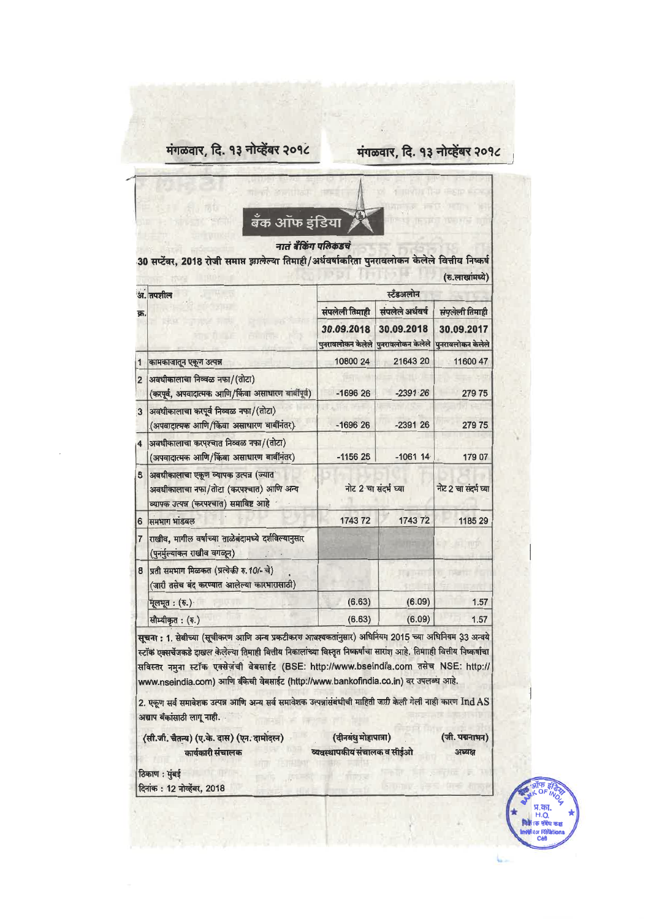# बँक ऑफ इंडिया

*नातं बँकिंग पलिकडचं*

**30 सप्टेंबर, 2018 रोजी समाप्त झालेल्या तिमाही/अर्धवर्षाकरिता पुनरावलोकन केलेले वित्तीय निष्कर्ष**

(रु.लाखांमध्ये)

| अ. क्र. | तपशील | स्टँडअलोन | | |
|---|---|---|---|---|
| | | संपलेली तिमाही | संपलेले अर्धवर्ष | संपलेली तिमाही |
| | | 30.09.2018 | 30.09.2018 | 30.09.2017 |
| | | पुनरावलोकन केलेले | पुनरावलोकन केलेले | पुनरावलोकन केलेले |
| 1 | कामकाजातून एकूण उत्पन्न | 10800 24 | 21643 20 | 11600 47 |
| 2 | अवधीकालाचा निव्वळ नफा/(तोटा) (करपूर्व, अपवादात्मक आणि/किंवा असाधारण बाबींपूर्वी) | -1696 26 | -2391 26 | 279 75 |
| 3 | अवधीकालाचा करपूर्व निव्वळ नफा/(तोटा) (अपवादात्मक आणि/किंवा असाधारण बाबींनंतर) | -1696 26 | -2391 26 | 279 75 |
| 4 | अवधीकालाचा करपश्चात निव्वळ नफा/(तोटा) (अपवादात्मक आणि/किंवा असाधारण बाबींनंतर) | -1156 25 | -1061 14 | 179 07 |
| 5 | अवधीकालाचा एकूण व्यापक उत्पन्न (ज्यात अवधीकालाचा नफा/तोटा (करपश्चात) आणि अन्य व्यापक उत्पन्न (करपश्चात) समाविष्ट आहे | नोट 2 चा संदर्भ घ्या | | नोट 2 चा संदर्भ घ्या |
| 6 | समभाग भांडवल | 1743 72 | 1743 72 | 1185 29 |
| 7 | राखीव, मागील वर्षाच्या ताळेबंदामध्ये दर्शविल्यानुसार (पुनर्मूल्यांकन राखीव वगळून) | | | |
| 8 | प्रती समभाग मिळकत (प्रत्येकी रु.10/- चे) (जारी तसेच बंद करण्यात आलेल्या कारभारासाठी) | | | |
| | मूलभूत : (रु.) | (6.63) | (6.09) | 1.57 |
| | सौम्यीकृत : (रु.) | (6.63) | (6.09) | 1.57 |

**सूचना :** 1. सेबीच्या (सूचीकरण आणि अन्य प्रकटीकरण आवश्यकतांनुसार) अधिनियम 2015 च्या अधिनियम 33 अन्वये स्टॉक एक्सचेंजकडे दाखल केलेल्या तिमाही वित्तीय निकालांच्या विस्तृत निष्कर्षांचा सारांश आहे. तिमाही वित्तीय निष्कर्षांचा सविस्तर नमुना स्टॉक एक्सेचेंजची वेबसाईट (BSE: http://www.bseindia.com तसेच NSE: http://www.nseindia.com) आणि बँकेची वेबसाईट (http://www.bankofindia.co.in) वर उपलब्ध आहे.

2. एकूण सर्व समावेशक उत्पन्न आणि अन्य सर्व समावेशक उत्पन्नासंबंधीची माहिती जारी केली गेली नाही कारण Ind AS अद्याप बँकांसाठी लागू नाही.

(सी.जी. चैतन्य) (ए.के. दास) (एन. दामोदरन)
कार्यकारी संचालक

(दीनबंधु मोहापात्रा)
व्यवस्थापकीय संचालक व सीईओ

(जी. पद्मनाभन)
अध्यक्ष

ठिकाण : मुंबई
दिनांक : 12 नोव्हेंबर, 2018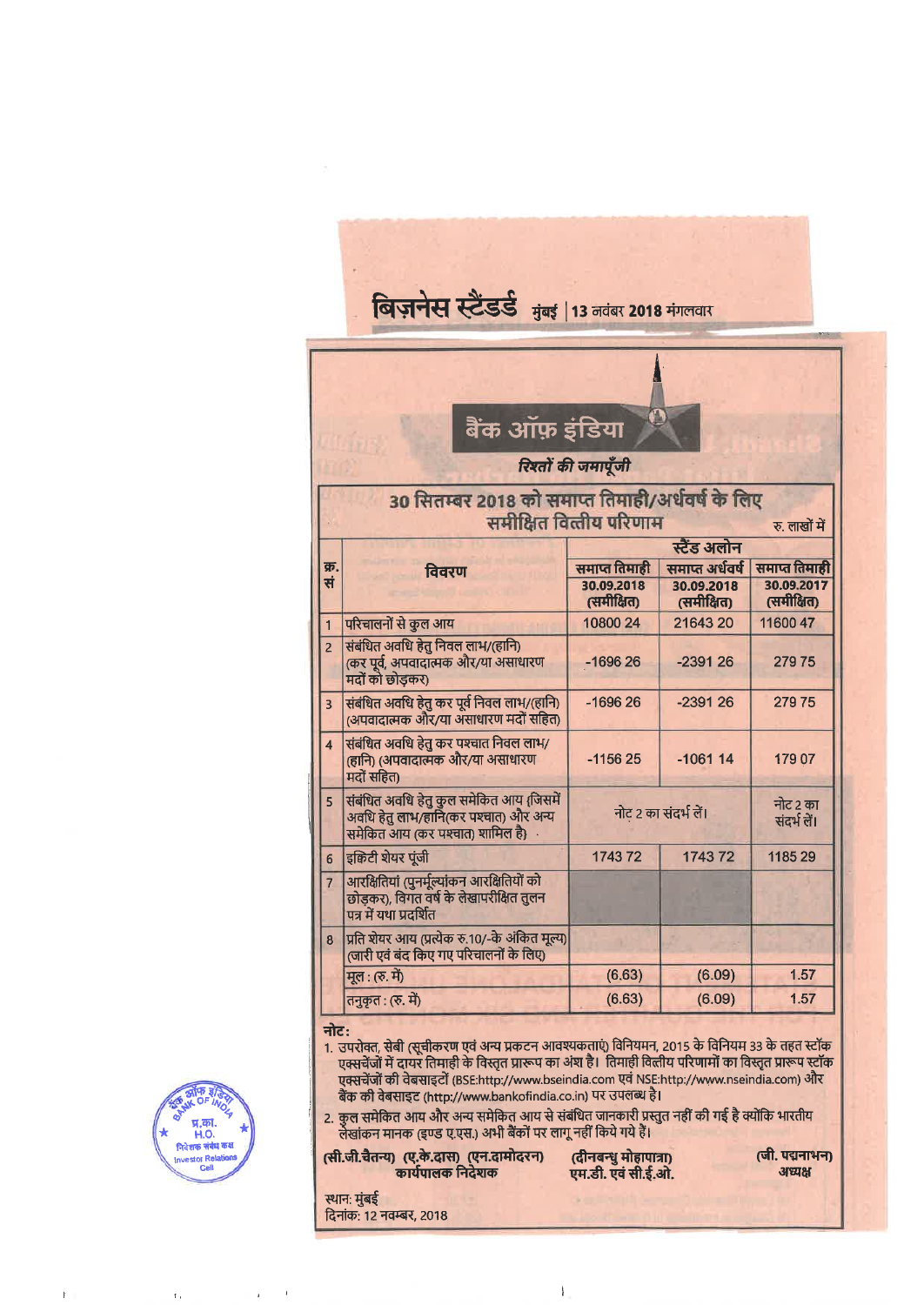# बिज़नेस स्टैंडर्ड मुंबई | 13 नवंबर 2018 मंगलवार

## बैंक ऑफ़ इंडिया

*रिश्तों की जमापूँजी*

### 30 सितम्बर 2018 को समाप्त तिमाही/अर्धवर्ष के लिए समीक्षित वित्तीय परिणाम

रु. लाखों में

| क्र. सं | विवरण | स्टैंड अलोन | | |
|---|---|---|---|---|
| | | समाप्त तिमाही 30.09.2018 (समीक्षित) | समाप्त अर्धवर्ष 30.09.2018 (समीक्षित) | समाप्त तिमाही 30.09.2017 (समीक्षित) |
| 1 | परिचालनों से कुल आय | 10800 24 | 21643 20 | 11600 47 |
| 2 | संबंधित अवधि हेतु निवल लाभ/(हानि) (कर पूर्व, अपवादात्मक और/या असाधारण मदों को छोड़कर) | -1696 26 | -2391 26 | 279 75 |
| 3 | संबंधित अवधि हेतु कर पूर्व निवल लाभ/(हानि) (अपवादात्मक और/या असाधारण मदों सहित) | -1696 26 | -2391 26 | 279 75 |
| 4 | संबंधित अवधि हेतु कर पश्चात निवल लाभ/(हानि) (अपवादात्मक और/या असाधारण मदों सहित) | -1156 25 | -1061 14 | 179 07 |
| 5 | संबंधित अवधि हेतु कुल समेकित आय (जिसमें अवधि हेतु लाभ/हानि(कर पश्चात) और अन्य समेकित आय (कर पश्चात) शामिल है) | नोट 2 का संदर्भ लें। | | नोट 2 का संदर्भ लें। |
| 6 | इक्विटी शेयर पूंजी | 1743 72 | 1743 72 | 1185 29 |
| 7 | आरक्षितियां (पुनर्मूल्यांकन आरक्षितियों को छोड़कर), विगत वर्ष के लेखापरीक्षित तुलन पत्र में यथा प्रदर्शित | | | |
| 8 | प्रति शेयर आय (प्रत्येक रु.10/-के अंकित मूल्य) (जारी एवं बंद किए गए परिचालनों के लिए) | | | |
| | मूल : (रु. में) | (6.63) | (6.09) | 1.57 |
| | तनुकृत : (रु. में) | (6.63) | (6.09) | 1.57 |

**नोट:**

1. उपरोक्त, सेबी (सूचीकरण एवं अन्य प्रकटन आवश्यकताएं) विनियमन, 2015 के विनियम 33 के तहत स्टॉक एक्सचेंजों में दायर तिमाही के विस्तृत प्रारूप का अंश है। तिमाही वित्तीय परिणामों का विस्तृत प्रारूप स्टॉक एक्सचेंजों की वेबसाइटों (BSE:http://www.bseindia.com एवं NSE:http://www.nseindia.com) और बैंक की वेबसाइट (http://www.bankofindia.co.in) पर उपलब्ध है।
2. कुल समेकित आय और अन्य समेकित आय से संबंधित जानकारी प्रस्तुत नहीं की गई है क्योंकि भारतीय लेखांकन मानक (इण्ड ए.एस.) अभी बैंकों पर लागू नहीं किये गये हैं।

(सी.जी.चैतन्य) (ए.के.दास) (एन.दामोदरन)
कार्यपालक निदेशक

(दीनबन्धु मोहापात्रा)
एम.डी. एवं सी.ई.ओ.

(जी. पद्मनाभन)
अध्यक्ष

स्थान: मुंबई
दिनांक: 12 नवम्बर, 2018

बैंक ऑफ इंडिया BANK OF INDIA प्र.का. H.O. निवेशक संबंध कक्ष Investor Relations Cell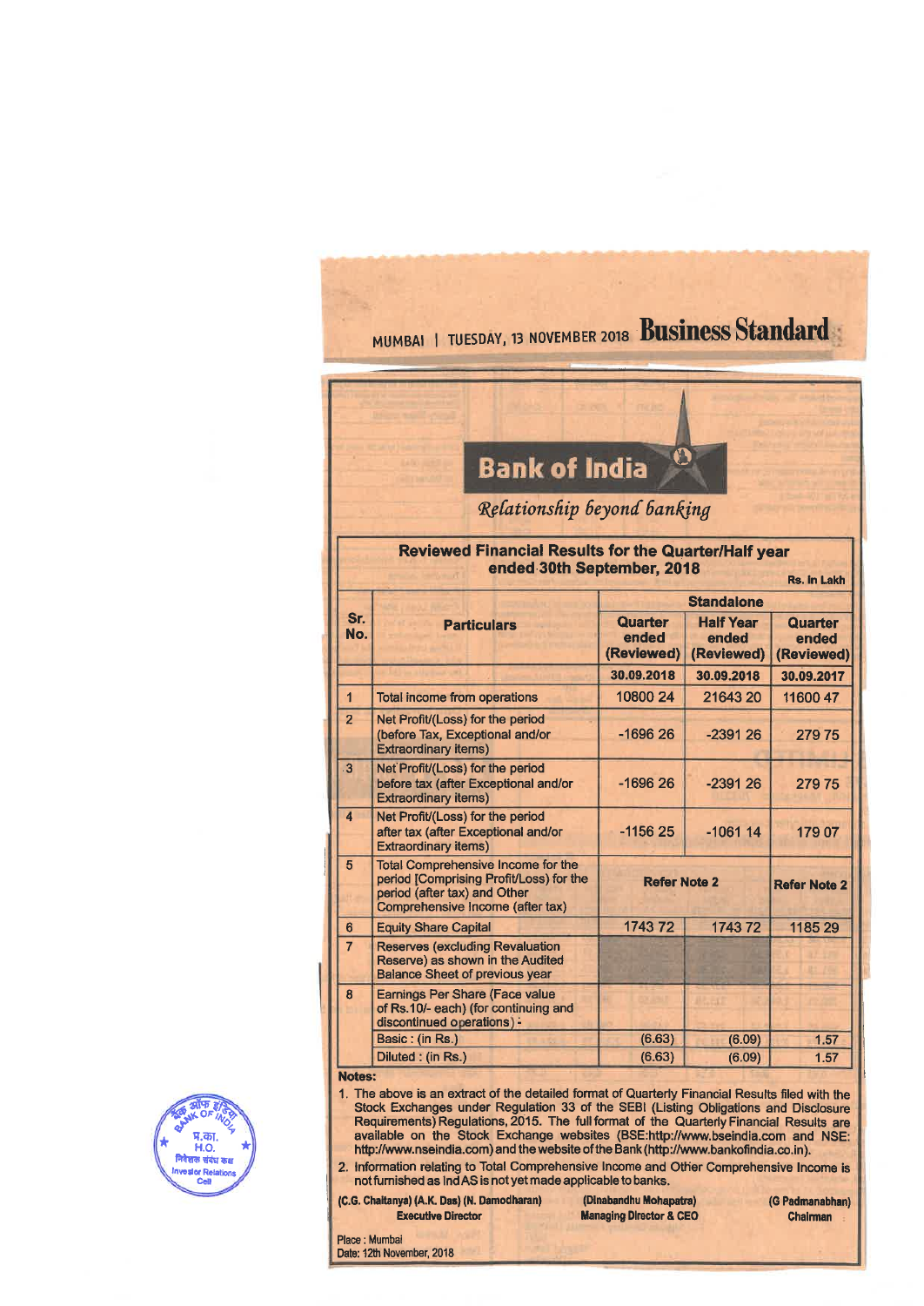MUMBAI | TUESDAY, 13 NOVEMBER 2018 **Business Standard**

# Bank of India

*Relationship beyond banking*

## Reviewed Financial Results for the Quarter/Half year ended 30th September, 2018

Rs. In Lakh

| Sr. No. | Particulars | Standalone | | |
|---|---|---|---|---|
| | | Quarter ended (Reviewed) | Half Year ended (Reviewed) | Quarter ended (Reviewed) |
| | | 30.09.2018 | 30.09.2018 | 30.09.2017 |
| 1 | Total income from operations | 10800 24 | 21643 20 | 11600 47 |
| 2 | Net Profit/(Loss) for the period (before Tax, Exceptional and/or Extraordinary items) | -1696 26 | -2391 26 | 279 75 |
| 3 | Net Profit/(Loss) for the period before tax (after Exceptional and/or Extraordinary items) | -1696 26 | -2391 26 | 279 75 |
| 4 | Net Profit/(Loss) for the period after tax (after Exceptional and/or Extraordinary items) | -1156 25 | -1061 14 | 179 07 |
| 5 | Total Comprehensive Income for the period [Comprising Profit/Loss) for the period (after tax) and Other Comprehensive Income (after tax) | Refer Note 2 | | Refer Note 2 |
| 6 | Equity Share Capital | 1743 72 | 1743 72 | 1185 29 |
| 7 | Reserves (excluding Revaluation Reserve) as shown in the Audited Balance Sheet of previous year | | | |
| 8 | Earnings Per Share (Face value of Rs.10/- each) (for continuing and discontinued operations) - | | | |
| | Basic : (in Rs.) | (6.63) | (6.09) | 1.57 |
| | Diluted : (in Rs.) | (6.63) | (6.09) | 1.57 |

**Notes:**

1. The above is an extract of the detailed format of Quarterly Financial Results filed with the Stock Exchanges under Regulation 33 of the SEBI (Listing Obligations and Disclosure Requirements) Regulations, 2015. The full format of the Quarterly Financial Results are available on the Stock Exchange websites (BSE:http://www.bseindia.com and NSE: http://www.nseindia.com) and the website of the Bank (http://www.bankofindia.co.in).
2. Information relating to Total Comprehensive Income and Other Comprehensive Income is not furnished as IndAS is not yet made applicable to banks.

(C.G. Chaitanya) (A.K. Das) (N. Damodharan) — Executive Director

(Dinabandhu Mohapatra) — Managing Director & CEO

(G Padmanabhan) — Chairman

Place : Mumbai
Date: 12th November, 2018